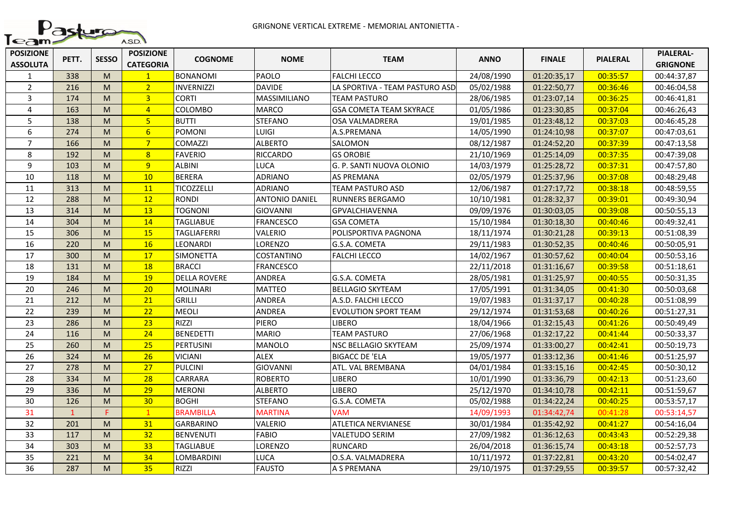GRIGNONE VERTICAL EXTREME - MEMORIAL ANTONIETTA -

| POSIZIONE ASSOLUTA | PETT. | SESSO | POSIZIONE CATEGORIA | COGNOME | NOME | TEAM | ANNO | FINALE | PIALERAL | PIALERAL-GRIGNONE |
|---|---|---|---|---|---|---|---|---|---|---|
| 1 | 338 | M | 1 | BONANOMI | PAOLO | FALCHI LECCO | 24/08/1990 | 01:20:35,17 | 00:35:57 | 00:44:37,87 |
| 2 | 216 | M | 2 | INVERNIZZI | DAVIDE | LA SPORTIVA - TEAM PASTURO ASD | 05/02/1988 | 01:22:50,77 | 00:36:46 | 00:46:04,58 |
| 3 | 174 | M | 3 | CORTI | MASSIMILIANO | TEAM PASTURO | 28/06/1985 | 01:23:07,14 | 00:36:25 | 00:46:41,81 |
| 4 | 163 | M | 4 | COLOMBO | MARCO | GSA COMETA TEAM SKYRACE | 01/05/1986 | 01:23:30,85 | 00:37:04 | 00:46:26,43 |
| 5 | 138 | M | 5 | BUTTI | STEFANO | OSA VALMADRERA | 19/01/1985 | 01:23:48,12 | 00:37:03 | 00:46:45,28 |
| 6 | 274 | M | 6 | POMONI | LUIGI | A.S.PREMANA | 14/05/1990 | 01:24:10,98 | 00:37:07 | 00:47:03,61 |
| 7 | 166 | M | 7 | COMAZZI | ALBERTO | SALOMON | 08/12/1987 | 01:24:52,20 | 00:37:39 | 00:47:13,58 |
| 8 | 192 | M | 8 | FAVERIO | RICCARDO | GS OROBIE | 21/10/1969 | 01:25:14,09 | 00:37:35 | 00:47:39,08 |
| 9 | 103 | M | 9 | ALBINI | LUCA | G. P. SANTI NUOVA OLONIO | 14/03/1979 | 01:25:28,72 | 00:37:31 | 00:47:57,80 |
| 10 | 118 | M | 10 | BERERA | ADRIANO | AS PREMANA | 02/05/1979 | 01:25:37,96 | 00:37:08 | 00:48:29,48 |
| 11 | 313 | M | 11 | TICOZZELLI | ADRIANO | TEAM PASTURO ASD | 12/06/1987 | 01:27:17,72 | 00:38:18 | 00:48:59,55 |
| 12 | 288 | M | 12 | RONDI | ANTONIO DANIEL | RUNNERS BERGAMO | 10/10/1981 | 01:28:32,37 | 00:39:01 | 00:49:30,94 |
| 13 | 314 | M | 13 | TOGNONI | GIOVANNI | GPVALCHIAVENNA | 09/09/1976 | 01:30:03,05 | 00:39:08 | 00:50:55,13 |
| 14 | 304 | M | 14 | TAGLIABUE | FRANCESCO | GSA COMETA | 15/10/1984 | 01:30:18,30 | 00:40:46 | 00:49:32,41 |
| 15 | 306 | M | 15 | TAGLIAFERRI | VALERIO | POLISPORTIVA PAGNONA | 18/11/1974 | 01:30:21,28 | 00:39:13 | 00:51:08,39 |
| 16 | 220 | M | 16 | LEONARDI | LORENZO | G.S.A. COMETA | 29/11/1983 | 01:30:52,35 | 00:40:46 | 00:50:05,91 |
| 17 | 300 | M | 17 | SIMONETTA | COSTANTINO | FALCHI LECCO | 14/02/1967 | 01:30:57,62 | 00:40:04 | 00:50:53,16 |
| 18 | 131 | M | 18 | BRACCI | FRANCESCO | | 22/11/2018 | 01:31:16,67 | 00:39:58 | 00:51:18,61 |
| 19 | 184 | M | 19 | DELLA ROVERE | ANDREA | G.S.A. COMETA | 28/05/1981 | 01:31:25,97 | 00:40:55 | 00:50:31,35 |
| 20 | 246 | M | 20 | MOLINARI | MATTEO | BELLAGIO SKYTEAM | 17/05/1991 | 01:31:34,05 | 00:41:30 | 00:50:03,68 |
| 21 | 212 | M | 21 | GRILLI | ANDREA | A.S.D. FALCHI LECCO | 19/07/1983 | 01:31:37,17 | 00:40:28 | 00:51:08,99 |
| 22 | 239 | M | 22 | MEOLI | ANDREA | EVOLUTION SPORT TEAM | 29/12/1974 | 01:31:53,68 | 00:40:26 | 00:51:27,31 |
| 23 | 286 | M | 23 | RIZZI | PIERO | LIBERO | 18/04/1966 | 01:32:15,43 | 00:41:26 | 00:50:49,49 |
| 24 | 116 | M | 24 | BENEDETTI | MARIO | TEAM PASTURO | 27/06/1968 | 01:32:17,22 | 00:41:44 | 00:50:33,37 |
| 25 | 260 | M | 25 | PERTUSINI | MANOLO | NSC BELLAGIO SKYTEAM | 25/09/1974 | 01:33:00,27 | 00:42:41 | 00:50:19,73 |
| 26 | 324 | M | 26 | VICIANI | ALEX | BIGACC DE 'ELA | 19/05/1977 | 01:33:12,36 | 00:41:46 | 00:51:25,97 |
| 27 | 278 | M | 27 | PULCINI | GIOVANNI | ATL. VAL BREMBANA | 04/01/1984 | 01:33:15,16 | 00:42:45 | 00:50:30,12 |
| 28 | 334 | M | 28 | CARRARA | ROBERTO | LIBERO | 10/01/1990 | 01:33:36,79 | 00:42:13 | 00:51:23,60 |
| 29 | 336 | M | 29 | MERONI | ALBERTO | LIBERO | 25/12/1970 | 01:34:10,78 | 00:42:11 | 00:51:59,67 |
| 30 | 126 | M | 30 | BOGHI | STEFANO | G.S.A. COMETA | 05/02/1988 | 01:34:22,24 | 00:40:25 | 00:53:57,17 |
| 31 | 1 | F | 1 | BRAMBILLA | MARTINA | VAM | 14/09/1993 | 01:34:42,74 | 00:41:28 | 00:53:14,57 |
| 32 | 201 | M | 31 | GARBARINO | VALERIO | ATLETICA NERVIANESE | 30/01/1984 | 01:35:42,92 | 00:41:27 | 00:54:16,04 |
| 33 | 117 | M | 32 | BENVENUTI | FABIO | VALETUDO SERIM | 27/09/1982 | 01:36:12,63 | 00:43:43 | 00:52:29,38 |
| 34 | 303 | M | 33 | TAGLIABUE | LORENZO | RUNCARD | 26/04/2018 | 01:36:15,74 | 00:43:18 | 00:52:57,73 |
| 35 | 221 | M | 34 | LOMBARDINI | LUCA | O.S.A. VALMADRERA | 10/11/1972 | 01:37:22,81 | 00:43:20 | 00:54:02,47 |
| 36 | 287 | M | 35 | RIZZI | FAUSTO | A S PREMANA | 29/10/1975 | 01:37:29,55 | 00:39:57 | 00:57:32,42 |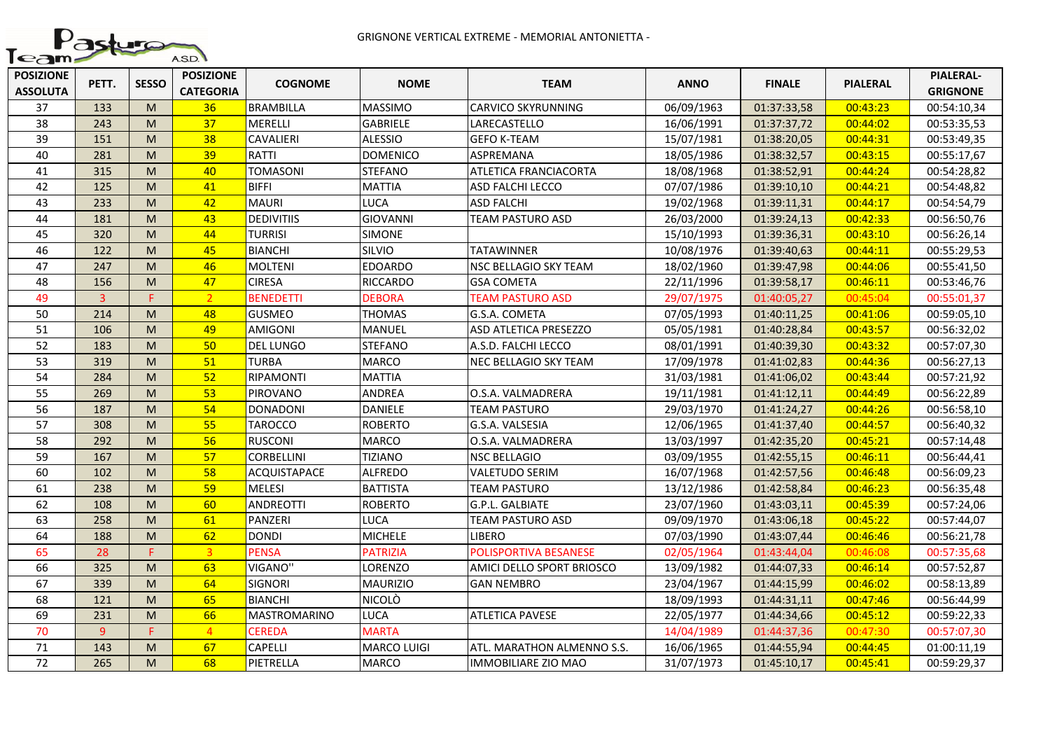GRIGNONE VERTICAL EXTREME - MEMORIAL ANTONIETTA -

| POSIZIONE ASSOLUTA | PETT. | SESSO | POSIZIONE CATEGORIA | COGNOME | NOME | TEAM | ANNO | FINALE | PIALERAL | PIALERAL-GRIGNONE |
|---|---|---|---|---|---|---|---|---|---|---|
| 37 | 133 | M | 36 | BRAMBILLA | MASSIMO | CARVICO SKYRUNNING | 06/09/1963 | 01:37:33,58 | 00:43:23 | 00:54:10,34 |
| 38 | 243 | M | 37 | MERELLI | GABRIELE | LARECASTELLO | 16/06/1991 | 01:37:37,72 | 00:44:02 | 00:53:35,53 |
| 39 | 151 | M | 38 | CAVALIERI | ALESSIO | GEFO K-TEAM | 15/07/1981 | 01:38:20,05 | 00:44:31 | 00:53:49,35 |
| 40 | 281 | M | 39 | RATTI | DOMENICO | ASPREMANA | 18/05/1986 | 01:38:32,57 | 00:43:15 | 00:55:17,67 |
| 41 | 315 | M | 40 | TOMASONI | STEFANO | ATLETICA FRANCIACORTA | 18/08/1968 | 01:38:52,91 | 00:44:24 | 00:54:28,82 |
| 42 | 125 | M | 41 | BIFFI | MATTIA | ASD FALCHI LECCO | 07/07/1986 | 01:39:10,10 | 00:44:21 | 00:54:48,82 |
| 43 | 233 | M | 42 | MAURI | LUCA | ASD FALCHI | 19/02/1968 | 01:39:11,31 | 00:44:17 | 00:54:54,79 |
| 44 | 181 | M | 43 | DEDIVITIIS | GIOVANNI | TEAM PASTURO ASD | 26/03/2000 | 01:39:24,13 | 00:42:33 | 00:56:50,76 |
| 45 | 320 | M | 44 | TURRISI | SIMONE | | 15/10/1993 | 01:39:36,31 | 00:43:10 | 00:56:26,14 |
| 46 | 122 | M | 45 | BIANCHI | SILVIO | TATAWINNER | 10/08/1976 | 01:39:40,63 | 00:44:11 | 00:55:29,53 |
| 47 | 247 | M | 46 | MOLTENI | EDOARDO | NSC BELLAGIO SKY TEAM | 18/02/1960 | 01:39:47,98 | 00:44:06 | 00:55:41,50 |
| 48 | 156 | M | 47 | CIRESA | RICCARDO | GSA COMETA | 22/11/1996 | 01:39:58,17 | 00:46:11 | 00:53:46,76 |
| 49 | 3 | F | 2 | BENEDETTI | DEBORA | TEAM PASTURO ASD | 29/07/1975 | 01:40:05,27 | 00:45:04 | 00:55:01,37 |
| 50 | 214 | M | 48 | GUSMEO | THOMAS | G.S.A. COMETA | 07/05/1993 | 01:40:11,25 | 00:41:06 | 00:59:05,10 |
| 51 | 106 | M | 49 | AMIGONI | MANUEL | ASD ATLETICA PRESEZZO | 05/05/1981 | 01:40:28,84 | 00:43:57 | 00:56:32,02 |
| 52 | 183 | M | 50 | DEL LUNGO | STEFANO | A.S.D. FALCHI LECCO | 08/01/1991 | 01:40:39,30 | 00:43:32 | 00:57:07,30 |
| 53 | 319 | M | 51 | TURBA | MARCO | NEC BELLAGIO SKY TEAM | 17/09/1978 | 01:41:02,83 | 00:44:36 | 00:56:27,13 |
| 54 | 284 | M | 52 | RIPAMONTI | MATTIA | | 31/03/1981 | 01:41:06,02 | 00:43:44 | 00:57:21,92 |
| 55 | 269 | M | 53 | PIROVANO | ANDREA | O.S.A. VALMADRERA | 19/11/1981 | 01:41:12,11 | 00:44:49 | 00:56:22,89 |
| 56 | 187 | M | 54 | DONADONI | DANIELE | TEAM PASTURO | 29/03/1970 | 01:41:24,27 | 00:44:26 | 00:56:58,10 |
| 57 | 308 | M | 55 | TAROCCO | ROBERTO | G.S.A. VALSESIA | 12/06/1965 | 01:41:37,40 | 00:44:57 | 00:56:40,32 |
| 58 | 292 | M | 56 | RUSCONI | MARCO | O.S.A. VALMADRERA | 13/03/1997 | 01:42:35,20 | 00:45:21 | 00:57:14,48 |
| 59 | 167 | M | 57 | CORBELLINI | TIZIANO | NSC BELLAGIO | 03/09/1955 | 01:42:55,15 | 00:46:11 | 00:56:44,41 |
| 60 | 102 | M | 58 | ACQUISTAPACE | ALFREDO | VALETUDO SERIM | 16/07/1968 | 01:42:57,56 | 00:46:48 | 00:56:09,23 |
| 61 | 238 | M | 59 | MELESI | BATTISTA | TEAM PASTURO | 13/12/1986 | 01:42:58,84 | 00:46:23 | 00:56:35,48 |
| 62 | 108 | M | 60 | ANDREOTTI | ROBERTO | G.P.L. GALBIATE | 23/07/1960 | 01:43:03,11 | 00:45:39 | 00:57:24,06 |
| 63 | 258 | M | 61 | PANZERI | LUCA | TEAM PASTURO ASD | 09/09/1970 | 01:43:06,18 | 00:45:22 | 00:57:44,07 |
| 64 | 188 | M | 62 | DONDI | MICHELE | LIBERO | 07/03/1990 | 01:43:07,44 | 00:46:46 | 00:56:21,78 |
| 65 | 28 | F | 3 | PENSA | PATRIZIA | POLISPORTIVA BESANESE | 02/05/1964 | 01:43:44,04 | 00:46:08 | 00:57:35,68 |
| 66 | 325 | M | 63 | VIGANO'' | LORENZO | AMICI DELLO SPORT BRIOSCO | 13/09/1982 | 01:44:07,33 | 00:46:14 | 00:57:52,87 |
| 67 | 339 | M | 64 | SIGNORI | MAURIZIO | GAN NEMBRO | 23/04/1967 | 01:44:15,99 | 00:46:02 | 00:58:13,89 |
| 68 | 121 | M | 65 | BIANCHI | NICOLÒ | | 18/09/1993 | 01:44:31,11 | 00:47:46 | 00:56:44,99 |
| 69 | 231 | M | 66 | MASTROMARINO | LUCA | ATLETICA PAVESE | 22/05/1977 | 01:44:34,66 | 00:45:12 | 00:59:22,33 |
| 70 | 9 | F | 4 | CEREDA | MARTA | | 14/04/1989 | 01:44:37,36 | 00:47:30 | 00:57:07,30 |
| 71 | 143 | M | 67 | CAPELLI | MARCO LUIGI | ATL. MARATHON ALMENNO S.S. | 16/06/1965 | 01:44:55,94 | 00:44:45 | 01:00:11,19 |
| 72 | 265 | M | 68 | PIETRELLA | MARCO | IMMOBILIARE ZIO MAO | 31/07/1973 | 01:45:10,17 | 00:45:41 | 00:59:29,37 |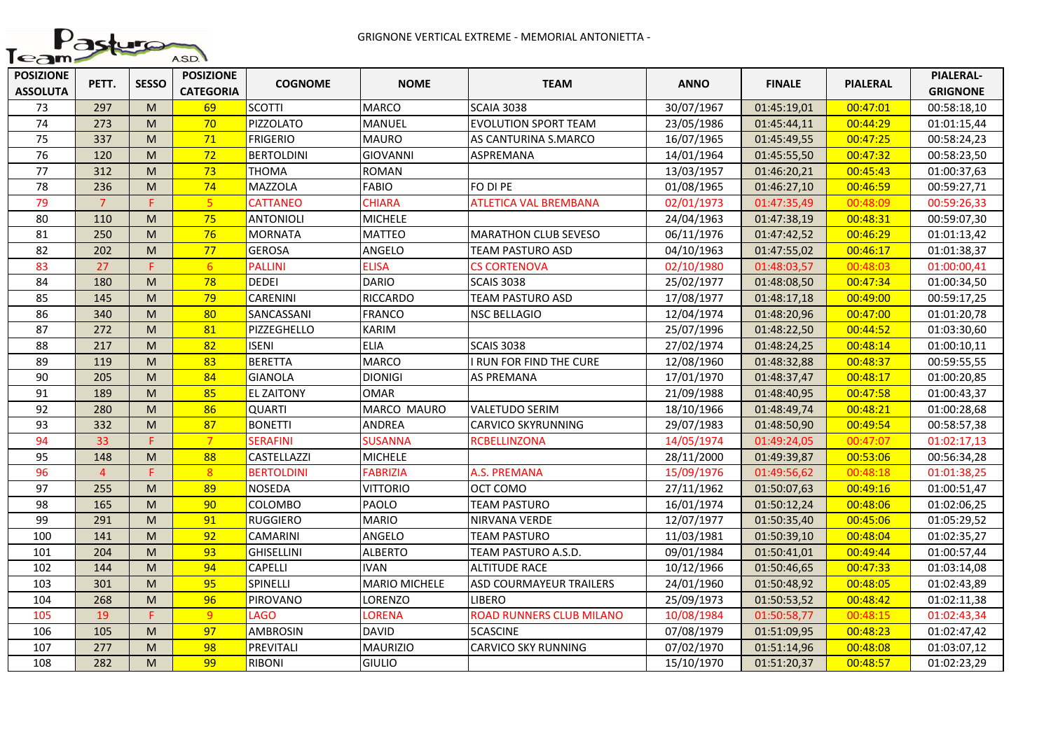GRIGNONE VERTICAL EXTREME - MEMORIAL ANTONIETTA -

| POSIZIONE ASSOLUTA | PETT. | SESSO | POSIZIONE CATEGORIA | COGNOME | NOME | TEAM | ANNO | FINALE | PIALERAL | PIALERAL-GRIGNONE |
|---|---|---|---|---|---|---|---|---|---|---|
| 73 | 297 | M | 69 | SCOTTI | MARCO | SCAIA 3038 | 30/07/1967 | 01:45:19,01 | 00:47:01 | 00:58:18,10 |
| 74 | 273 | M | 70 | PIZZOLATO | MANUEL | EVOLUTION SPORT TEAM | 23/05/1986 | 01:45:44,11 | 00:44:29 | 01:01:15,44 |
| 75 | 337 | M | 71 | FRIGERIO | MAURO | AS CANTURINA S.MARCO | 16/07/1965 | 01:45:49,55 | 00:47:25 | 00:58:24,23 |
| 76 | 120 | M | 72 | BERTOLDINI | GIOVANNI | ASPREMANA | 14/01/1964 | 01:45:55,50 | 00:47:32 | 00:58:23,50 |
| 77 | 312 | M | 73 | THOMA | ROMAN | | 13/03/1957 | 01:46:20,21 | 00:45:43 | 01:00:37,63 |
| 78 | 236 | M | 74 | MAZZOLA | FABIO | FO DI PE | 01/08/1965 | 01:46:27,10 | 00:46:59 | 00:59:27,71 |
| 79 | 7 | F | 5 | CATTANEO | CHIARA | ATLETICA VAL BREMBANA | 02/01/1973 | 01:47:35,49 | 00:48:09 | 00:59:26,33 |
| 80 | 110 | M | 75 | ANTONIOLI | MICHELE | | 24/04/1963 | 01:47:38,19 | 00:48:31 | 00:59:07,30 |
| 81 | 250 | M | 76 | MORNATA | MATTEO | MARATHON CLUB SEVESO | 06/11/1976 | 01:47:42,52 | 00:46:29 | 01:01:13,42 |
| 82 | 202 | M | 77 | GEROSA | ANGELO | TEAM PASTURO ASD | 04/10/1963 | 01:47:55,02 | 00:46:17 | 01:01:38,37 |
| 83 | 27 | F | 6 | PALLINI | ELISA | CS CORTENOVA | 02/10/1980 | 01:48:03,57 | 00:48:03 | 01:00:00,41 |
| 84 | 180 | M | 78 | DEDEI | DARIO | SCAIS 3038 | 25/02/1977 | 01:48:08,50 | 00:47:34 | 01:00:34,50 |
| 85 | 145 | M | 79 | CARENINI | RICCARDO | TEAM PASTURO ASD | 17/08/1977 | 01:48:17,18 | 00:49:00 | 00:59:17,25 |
| 86 | 340 | M | 80 | SANCASSANI | FRANCO | NSC BELLAGIO | 12/04/1974 | 01:48:20,96 | 00:47:00 | 01:01:20,78 |
| 87 | 272 | M | 81 | PIZZEGHELLO | KARIM | | 25/07/1996 | 01:48:22,50 | 00:44:52 | 01:03:30,60 |
| 88 | 217 | M | 82 | ISENI | ELIA | SCAIS 3038 | 27/02/1974 | 01:48:24,25 | 00:48:14 | 01:00:10,11 |
| 89 | 119 | M | 83 | BERETTA | MARCO | I RUN FOR FIND THE CURE | 12/08/1960 | 01:48:32,88 | 00:48:37 | 00:59:55,55 |
| 90 | 205 | M | 84 | GIANOLA | DIONIGI | AS PREMANA | 17/01/1970 | 01:48:37,47 | 00:48:17 | 01:00:20,85 |
| 91 | 189 | M | 85 | EL ZAITONY | OMAR | | 21/09/1988 | 01:48:40,95 | 00:47:58 | 01:00:43,37 |
| 92 | 280 | M | 86 | QUARTI | MARCO MAURO | VALETUDO SERIM | 18/10/1966 | 01:48:49,74 | 00:48:21 | 01:00:28,68 |
| 93 | 332 | M | 87 | BONETTI | ANDREA | CARVICO SKYRUNNING | 29/07/1983 | 01:48:50,90 | 00:49:54 | 00:58:57,38 |
| 94 | 33 | F | 7 | SERAFINI | SUSANNA | RCBELLINZONA | 14/05/1974 | 01:49:24,05 | 00:47:07 | 01:02:17,13 |
| 95 | 148 | M | 88 | CASTELLAZZI | MICHELE | | 28/11/2000 | 01:49:39,87 | 00:53:06 | 00:56:34,28 |
| 96 | 4 | F | 8 | BERTOLDINI | FABRIZIA | A.S. PREMANA | 15/09/1976 | 01:49:56,62 | 00:48:18 | 01:01:38,25 |
| 97 | 255 | M | 89 | NOSEDA | VITTORIO | OCT COMO | 27/11/1962 | 01:50:07,63 | 00:49:16 | 01:00:51,47 |
| 98 | 165 | M | 90 | COLOMBO | PAOLO | TEAM PASTURO | 16/01/1974 | 01:50:12,24 | 00:48:06 | 01:02:06,25 |
| 99 | 291 | M | 91 | RUGGIERO | MARIO | NIRVANA VERDE | 12/07/1977 | 01:50:35,40 | 00:45:06 | 01:05:29,52 |
| 100 | 141 | M | 92 | CAMARINI | ANGELO | TEAM PASTURO | 11/03/1981 | 01:50:39,10 | 00:48:04 | 01:02:35,27 |
| 101 | 204 | M | 93 | GHISELLINI | ALBERTO | TEAM PASTURO A.S.D. | 09/01/1984 | 01:50:41,01 | 00:49:44 | 01:00:57,44 |
| 102 | 144 | M | 94 | CAPELLI | IVAN | ALTITUDE RACE | 10/12/1966 | 01:50:46,65 | 00:47:33 | 01:03:14,08 |
| 103 | 301 | M | 95 | SPINELLI | MARIO MICHELE | ASD COURMAYEUR TRAILERS | 24/01/1960 | 01:50:48,92 | 00:48:05 | 01:02:43,89 |
| 104 | 268 | M | 96 | PIROVANO | LORENZO | LIBERO | 25/09/1973 | 01:50:53,52 | 00:48:42 | 01:02:11,38 |
| 105 | 19 | F | 9 | LAGO | LORENA | ROAD RUNNERS CLUB MILANO | 10/08/1984 | 01:50:58,77 | 00:48:15 | 01:02:43,34 |
| 106 | 105 | M | 97 | AMBROSIN | DAVID | 5CASCINE | 07/08/1979 | 01:51:09,95 | 00:48:23 | 01:02:47,42 |
| 107 | 277 | M | 98 | PREVITALI | MAURIZIO | CARVICO SKY RUNNING | 07/02/1970 | 01:51:14,96 | 00:48:08 | 01:03:07,12 |
| 108 | 282 | M | 99 | RIBONI | GIULIO | | 15/10/1970 | 01:51:20,37 | 00:48:57 | 01:02:23,29 |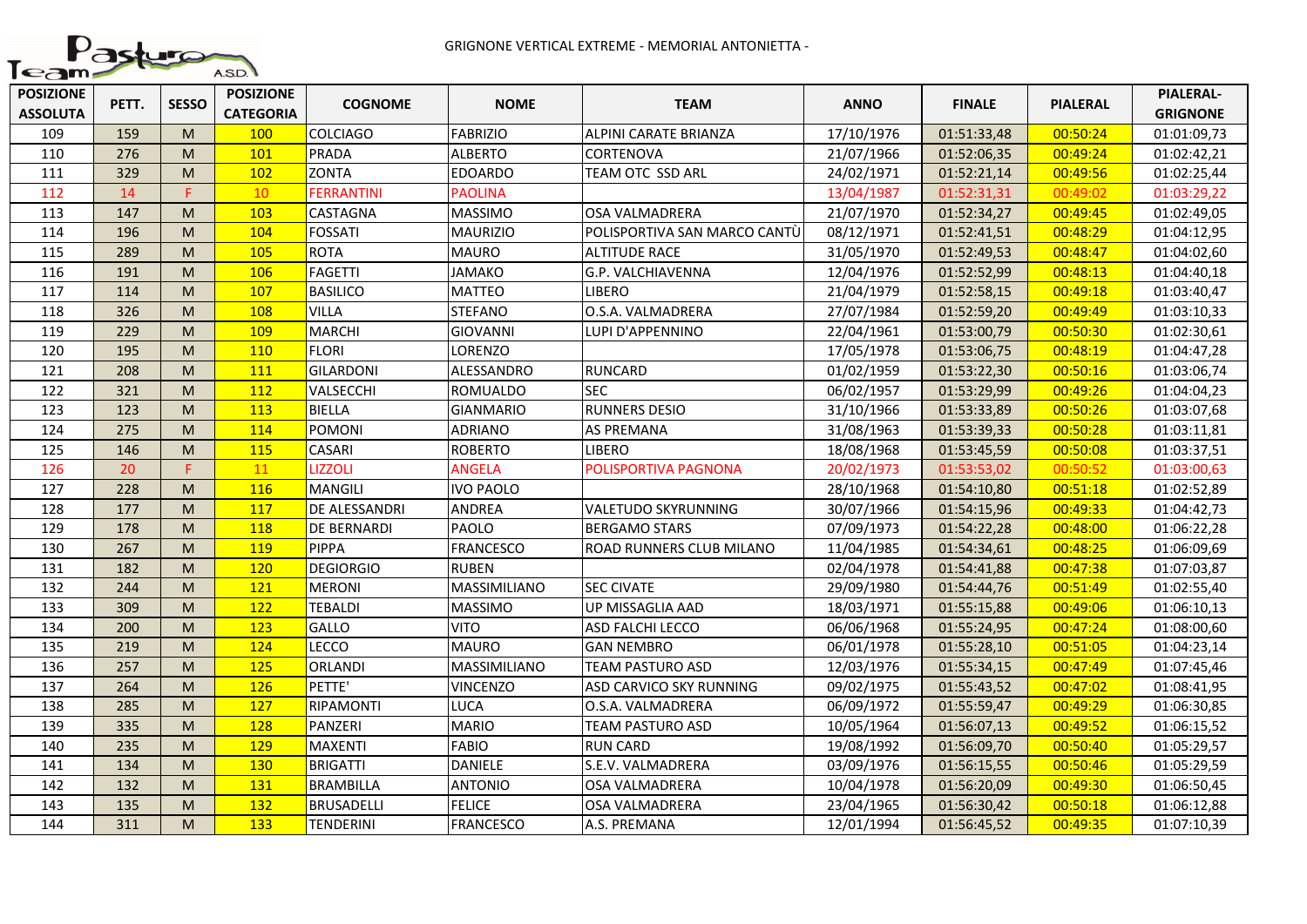# GRIGNONE VERTICAL EXTREME - MEMORIAL ANTONIETTA -

| POSIZIONE ASSOLUTA | PETT. | SESSO | POSIZIONE CATEGORIA | COGNOME | NOME | TEAM | ANNO | FINALE | PIALERAL | PIALERAL-GRIGNONE |
|---|---|---|---|---|---|---|---|---|---|---|
| 109 | 159 | M | 100 | COLCIAGO | FABRIZIO | ALPINI CARATE BRIANZA | 17/10/1976 | 01:51:33,48 | 00:50:24 | 01:01:09,73 |
| 110 | 276 | M | 101 | PRADA | ALBERTO | CORTENOVA | 21/07/1966 | 01:52:06,35 | 00:49:24 | 01:02:42,21 |
| 111 | 329 | M | 102 | ZONTA | EDOARDO | TEAM OTC SSD ARL | 24/02/1971 | 01:52:21,14 | 00:49:56 | 01:02:25,44 |
| 112 | 14 | F | 10 | FERRANTINI | PAOLINA | | 13/04/1987 | 01:52:31,31 | 00:49:02 | 01:03:29,22 |
| 113 | 147 | M | 103 | CASTAGNA | MASSIMO | OSA VALMADRERA | 21/07/1970 | 01:52:34,27 | 00:49:45 | 01:02:49,05 |
| 114 | 196 | M | 104 | FOSSATI | MAURIZIO | POLISPORTIVA SAN MARCO CANTÙ | 08/12/1971 | 01:52:41,51 | 00:48:29 | 01:04:12,95 |
| 115 | 289 | M | 105 | ROTA | MAURO | ALTITUDE RACE | 31/05/1970 | 01:52:49,53 | 00:48:47 | 01:04:02,60 |
| 116 | 191 | M | 106 | FAGETTI | JAMAKO | G.P. VALCHIAVENNA | 12/04/1976 | 01:52:52,99 | 00:48:13 | 01:04:40,18 |
| 117 | 114 | M | 107 | BASILICO | MATTEO | LIBERO | 21/04/1979 | 01:52:58,15 | 00:49:18 | 01:03:40,47 |
| 118 | 326 | M | 108 | VILLA | STEFANO | O.S.A. VALMADRERA | 27/07/1984 | 01:52:59,20 | 00:49:49 | 01:03:10,33 |
| 119 | 229 | M | 109 | MARCHI | GIOVANNI | LUPI D'APPENNINO | 22/04/1961 | 01:53:00,79 | 00:50:30 | 01:02:30,61 |
| 120 | 195 | M | 110 | FLORI | LORENZO | | 17/05/1978 | 01:53:06,75 | 00:48:19 | 01:04:47,28 |
| 121 | 208 | M | 111 | GILARDONI | ALESSANDRO | RUNCARD | 01/02/1959 | 01:53:22,30 | 00:50:16 | 01:03:06,74 |
| 122 | 321 | M | 112 | VALSECCHI | ROMUALDO | SEC | 06/02/1957 | 01:53:29,99 | 00:49:26 | 01:04:04,23 |
| 123 | 123 | M | 113 | BIELLA | GIANMARIO | RUNNERS DESIO | 31/10/1966 | 01:53:33,89 | 00:50:26 | 01:03:07,68 |
| 124 | 275 | M | 114 | POMONI | ADRIANO | AS PREMANA | 31/08/1963 | 01:53:39,33 | 00:50:28 | 01:03:11,81 |
| 125 | 146 | M | 115 | CASARI | ROBERTO | LIBERO | 18/08/1968 | 01:53:45,59 | 00:50:08 | 01:03:37,51 |
| 126 | 20 | F | 11 | LIZZOLI | ANGELA | POLISPORTIVA PAGNONA | 20/02/1973 | 01:53:53,02 | 00:50:52 | 01:03:00,63 |
| 127 | 228 | M | 116 | MANGILI | IVO PAOLO | | 28/10/1968 | 01:54:10,80 | 00:51:18 | 01:02:52,89 |
| 128 | 177 | M | 117 | DE ALESSANDRI | ANDREA | VALETUDO SKYRUNNING | 30/07/1966 | 01:54:15,96 | 00:49:33 | 01:04:42,73 |
| 129 | 178 | M | 118 | DE BERNARDI | PAOLO | BERGAMO STARS | 07/09/1973 | 01:54:22,28 | 00:48:00 | 01:06:22,28 |
| 130 | 267 | M | 119 | PIPPA | FRANCESCO | ROAD RUNNERS CLUB MILANO | 11/04/1985 | 01:54:34,61 | 00:48:25 | 01:06:09,69 |
| 131 | 182 | M | 120 | DEGIORGIO | RUBEN | | 02/04/1978 | 01:54:41,88 | 00:47:38 | 01:07:03,87 |
| 132 | 244 | M | 121 | MERONI | MASSIMILIANO | SEC CIVATE | 29/09/1980 | 01:54:44,76 | 00:51:49 | 01:02:55,40 |
| 133 | 309 | M | 122 | TEBALDI | MASSIMO | UP MISSAGLIA AAD | 18/03/1971 | 01:55:15,88 | 00:49:06 | 01:06:10,13 |
| 134 | 200 | M | 123 | GALLO | VITO | ASD FALCHI LECCO | 06/06/1968 | 01:55:24,95 | 00:47:24 | 01:08:00,60 |
| 135 | 219 | M | 124 | LECCO | MAURO | GAN NEMBRO | 06/01/1978 | 01:55:28,10 | 00:51:05 | 01:04:23,14 |
| 136 | 257 | M | 125 | ORLANDI | MASSIMILIANO | TEAM PASTURO ASD | 12/03/1976 | 01:55:34,15 | 00:47:49 | 01:07:45,46 |
| 137 | 264 | M | 126 | PETTE' | VINCENZO | ASD CARVICO SKY RUNNING | 09/02/1975 | 01:55:43,52 | 00:47:02 | 01:08:41,95 |
| 138 | 285 | M | 127 | RIPAMONTI | LUCA | O.S.A. VALMADRERA | 06/09/1972 | 01:55:59,47 | 00:49:29 | 01:06:30,85 |
| 139 | 335 | M | 128 | PANZERI | MARIO | TEAM PASTURO ASD | 10/05/1964 | 01:56:07,13 | 00:49:52 | 01:06:15,52 |
| 140 | 235 | M | 129 | MAXENTI | FABIO | RUN CARD | 19/08/1992 | 01:56:09,70 | 00:50:40 | 01:05:29,57 |
| 141 | 134 | M | 130 | BRIGATTI | DANIELE | S.E.V. VALMADRERA | 03/09/1976 | 01:56:15,55 | 00:50:46 | 01:05:29,59 |
| 142 | 132 | M | 131 | BRAMBILLA | ANTONIO | OSA VALMADRERA | 10/04/1978 | 01:56:20,09 | 00:49:30 | 01:06:50,45 |
| 143 | 135 | M | 132 | BRUSADELLI | FELICE | OSA VALMADRERA | 23/04/1965 | 01:56:30,42 | 00:50:18 | 01:06:12,88 |
| 144 | 311 | M | 133 | TENDERINI | FRANCESCO | A.S. PREMANA | 12/01/1994 | 01:56:45,52 | 00:49:35 | 01:07:10,39 |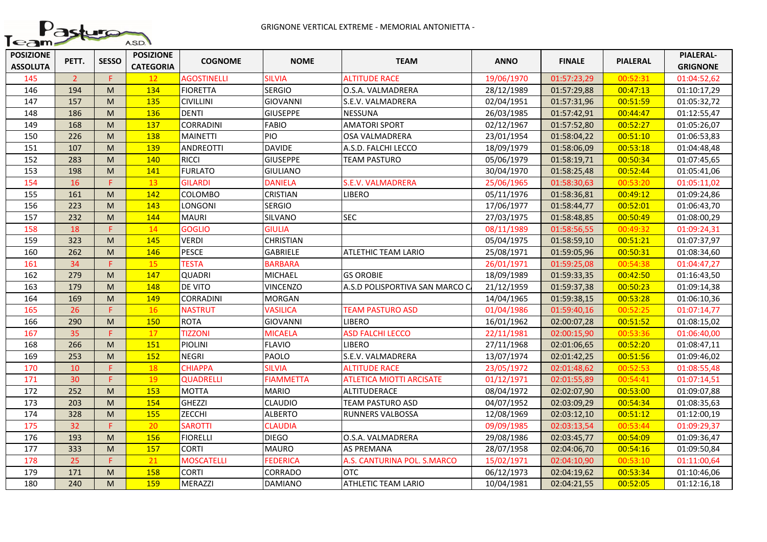GRIGNONE VERTICAL EXTREME - MEMORIAL ANTONIETTA -

| POSIZIONE ASSOLUTA | PETT. | SESSO | POSIZIONE CATEGORIA | COGNOME | NOME | TEAM | ANNO | FINALE | PIALERAL | PIALERAL-GRIGNONE |
|---|---|---|---|---|---|---|---|---|---|---|
| 145 | 2 | F | 12 | AGOSTINELLI | SILVIA | ALTITUDE RACE | 19/06/1970 | 01:57:23,29 | 00:52:31 | 01:04:52,62 |
| 146 | 194 | M | 134 | FIORETTA | SERGIO | O.S.A. VALMADRERA | 28/12/1989 | 01:57:29,88 | 00:47:13 | 01:10:17,29 |
| 147 | 157 | M | 135 | CIVILLINI | GIOVANNI | S.E.V. VALMADRERA | 02/04/1951 | 01:57:31,96 | 00:51:59 | 01:05:32,72 |
| 148 | 186 | M | 136 | DENTI | GIUSEPPE | NESSUNA | 26/03/1985 | 01:57:42,91 | 00:44:47 | 01:12:55,47 |
| 149 | 168 | M | 137 | CORRADINI | FABIO | AMATORI SPORT | 02/12/1967 | 01:57:52,80 | 00:52:27 | 01:05:26,07 |
| 150 | 226 | M | 138 | MAINETTI | PIO | OSA VALMADRERA | 23/01/1954 | 01:58:04,22 | 00:51:10 | 01:06:53,83 |
| 151 | 107 | M | 139 | ANDREOTTI | DAVIDE | A.S.D. FALCHI LECCO | 18/09/1979 | 01:58:06,09 | 00:53:18 | 01:04:48,48 |
| 152 | 283 | M | 140 | RICCI | GIUSEPPE | TEAM PASTURO | 05/06/1979 | 01:58:19,71 | 00:50:34 | 01:07:45,65 |
| 153 | 198 | M | 141 | FURLATO | GIULIANO | | 30/04/1970 | 01:58:25,48 | 00:52:44 | 01:05:41,06 |
| 154 | 16 | F | 13 | GILARDI | DANIELA | S.E.V. VALMADRERA | 25/06/1965 | 01:58:30,63 | 00:53:20 | 01:05:11,02 |
| 155 | 161 | M | 142 | COLOMBO | CRISTIAN | LIBERO | 05/11/1976 | 01:58:36,81 | 00:49:12 | 01:09:24,86 |
| 156 | 223 | M | 143 | LONGONI | SERGIO | | 17/06/1977 | 01:58:44,77 | 00:52:01 | 01:06:43,70 |
| 157 | 232 | M | 144 | MAURI | SILVANO | SEC | 27/03/1975 | 01:58:48,85 | 00:50:49 | 01:08:00,29 |
| 158 | 18 | F | 14 | GOGLIO | GIULIA | | 08/11/1989 | 01:58:56,55 | 00:49:32 | 01:09:24,31 |
| 159 | 323 | M | 145 | VERDI | CHRISTIAN | | 05/04/1975 | 01:58:59,10 | 00:51:21 | 01:07:37,97 |
| 160 | 262 | M | 146 | PESCE | GABRIELE | ATLETHIC TEAM LARIO | 25/08/1971 | 01:59:05,96 | 00:50:31 | 01:08:34,60 |
| 161 | 34 | F | 15 | TESTA | BARBARA | | 26/01/1971 | 01:59:25,08 | 00:54:38 | 01:04:47,27 |
| 162 | 279 | M | 147 | QUADRI | MICHAEL | GS OROBIE | 18/09/1989 | 01:59:33,35 | 00:42:50 | 01:16:43,50 |
| 163 | 179 | M | 148 | DE VITO | VINCENZO | A.S.D POLISPORTIVA SAN MARCO C. | 21/12/1959 | 01:59:37,38 | 00:50:23 | 01:09:14,38 |
| 164 | 169 | M | 149 | CORRADINI | MORGAN | | 14/04/1965 | 01:59:38,15 | 00:53:28 | 01:06:10,36 |
| 165 | 26 | F | 16 | NASTRUT | VASILICA | TEAM PASTURO ASD | 01/04/1986 | 01:59:40,16 | 00:52:25 | 01:07:14,77 |
| 166 | 290 | M | 150 | ROTA | GIOVANNI | LIBERO | 16/01/1962 | 02:00:07,28 | 00:51:52 | 01:08:15,02 |
| 167 | 35 | F | 17 | TIZZONI | MICAELA | ASD FALCHI LECCO | 22/11/1981 | 02:00:15,90 | 00:53:36 | 01:06:40,00 |
| 168 | 266 | M | 151 | PIOLINI | FLAVIO | LIBERO | 27/11/1968 | 02:01:06,65 | 00:52:20 | 01:08:47,11 |
| 169 | 253 | M | 152 | NEGRI | PAOLO | S.E.V. VALMADRERA | 13/07/1974 | 02:01:42,25 | 00:51:56 | 01:09:46,02 |
| 170 | 10 | F | 18 | CHIAPPA | SILVIA | ALTITUDE RACE | 23/05/1972 | 02:01:48,62 | 00:52:53 | 01:08:55,48 |
| 171 | 30 | F | 19 | QUADRELLI | FIAMMETTA | ATLETICA MIOTTI ARCISATE | 01/12/1971 | 02:01:55,89 | 00:54:41 | 01:07:14,51 |
| 172 | 252 | M | 153 | MOTTA | MARIO | ALTITUDERACE | 08/04/1972 | 02:02:07,90 | 00:53:00 | 01:09:07,88 |
| 173 | 203 | M | 154 | GHEZZI | CLAUDIO | TEAM PASTURO ASD | 04/07/1952 | 02:03:09,29 | 00:54:34 | 01:08:35,63 |
| 174 | 328 | M | 155 | ZECCHI | ALBERTO | RUNNERS VALBOSSA | 12/08/1969 | 02:03:12,10 | 00:51:12 | 01:12:00,19 |
| 175 | 32 | F | 20 | SAROTTI | CLAUDIA | | 09/09/1985 | 02:03:13,54 | 00:53:44 | 01:09:29,37 |
| 176 | 193 | M | 156 | FIORELLI | DIEGO | O.S.A. VALMADRERA | 29/08/1986 | 02:03:45,77 | 00:54:09 | 01:09:36,47 |
| 177 | 333 | M | 157 | CORTI | MAURO | AS PREMANA | 28/07/1958 | 02:04:06,70 | 00:54:16 | 01:09:50,84 |
| 178 | 25 | F | 21 | MOSCATELLI | FEDERICA | A.S. CANTURINA POL. S.MARCO | 15/02/1971 | 02:04:10,90 | 00:53:10 | 01:11:00,64 |
| 179 | 171 | M | 158 | CORTI | CORRADO | OTC | 06/12/1973 | 02:04:19,62 | 00:53:34 | 01:10:46,06 |
| 180 | 240 | M | 159 | MERAZZI | DAMIANO | ATHLETIC TEAM LARIO | 10/04/1981 | 02:04:21,55 | 00:52:05 | 01:12:16,18 |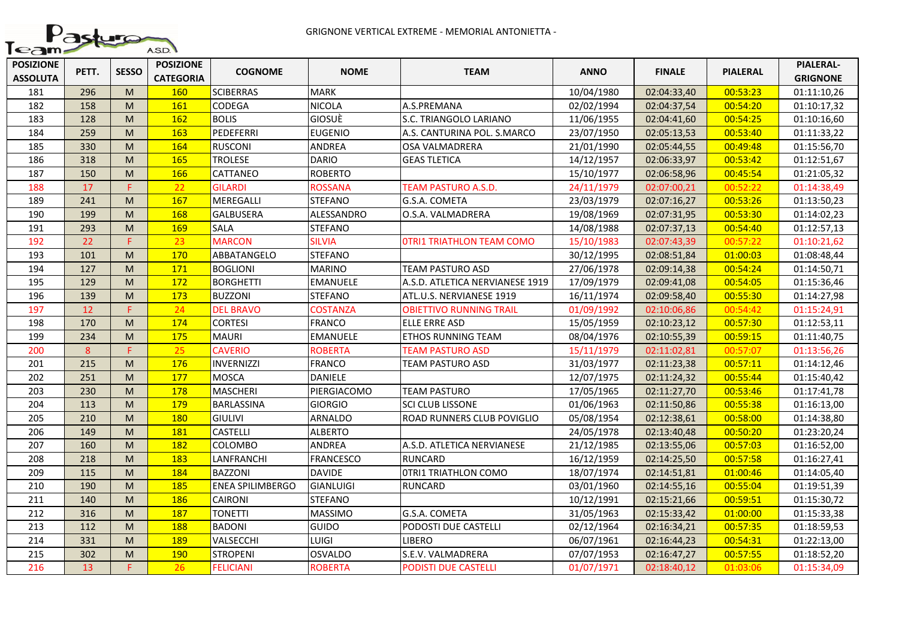GRIGNONE VERTICAL EXTREME - MEMORIAL ANTONIETTA -

| POSIZIONE ASSOLUTA | PETT. | SESSO | POSIZIONE CATEGORIA | COGNOME | NOME | TEAM | ANNO | FINALE | PIALERAL | PIALERAL-GRIGNONE |
|---|---|---|---|---|---|---|---|---|---|---|
| 181 | 296 | M | 160 | SCIBERRAS | MARK | | 10/04/1980 | 02:04:33,40 | 00:53:23 | 01:11:10,26 |
| 182 | 158 | M | 161 | CODEGA | NICOLA | A.S.PREMANA | 02/02/1994 | 02:04:37,54 | 00:54:20 | 01:10:17,32 |
| 183 | 128 | M | 162 | BOLIS | GIOSUÈ | S.C. TRIANGOLO LARIANO | 11/06/1955 | 02:04:41,60 | 00:54:25 | 01:10:16,60 |
| 184 | 259 | M | 163 | PEDEFERRI | EUGENIO | A.S. CANTURINA POL. S.MARCO | 23/07/1950 | 02:05:13,53 | 00:53:40 | 01:11:33,22 |
| 185 | 330 | M | 164 | RUSCONI | ANDREA | OSA VALMADRERA | 21/01/1990 | 02:05:44,55 | 00:49:48 | 01:15:56,70 |
| 186 | 318 | M | 165 | TROLESE | DARIO | GEAS TLETICA | 14/12/1957 | 02:06:33,97 | 00:53:42 | 01:12:51,67 |
| 187 | 150 | M | 166 | CATTANEO | ROBERTO | | 15/10/1977 | 02:06:58,96 | 00:45:54 | 01:21:05,32 |
| 188 | 17 | F | 22 | GILARDI | ROSSANA | TEAM PASTURO A.S.D. | 24/11/1979 | 02:07:00,21 | 00:52:22 | 01:14:38,49 |
| 189 | 241 | M | 167 | MEREGALLI | STEFANO | G.S.A. COMETA | 23/03/1979 | 02:07:16,27 | 00:53:26 | 01:13:50,23 |
| 190 | 199 | M | 168 | GALBUSERA | ALESSANDRO | O.S.A. VALMADRERA | 19/08/1969 | 02:07:31,95 | 00:53:30 | 01:14:02,23 |
| 191 | 293 | M | 169 | SALA | STEFANO | | 14/08/1988 | 02:07:37,13 | 00:54:40 | 01:12:57,13 |
| 192 | 22 | F | 23 | MARCON | SILVIA | 0TRI1 TRIATHLON TEAM COMO | 15/10/1983 | 02:07:43,39 | 00:57:22 | 01:10:21,62 |
| 193 | 101 | M | 170 | ABBATANGELO | STEFANO | | 30/12/1995 | 02:08:51,84 | 01:00:03 | 01:08:48,44 |
| 194 | 127 | M | 171 | BOGLIONI | MARINO | TEAM PASTURO ASD | 27/06/1978 | 02:09:14,38 | 00:54:24 | 01:14:50,71 |
| 195 | 129 | M | 172 | BORGHETTI | EMANUELE | A.S.D. ATLETICA NERVIANESE 1919 | 17/09/1979 | 02:09:41,08 | 00:54:05 | 01:15:36,46 |
| 196 | 139 | M | 173 | BUZZONI | STEFANO | ATL.U.S. NERVIANESE 1919 | 16/11/1974 | 02:09:58,40 | 00:55:30 | 01:14:27,98 |
| 197 | 12 | F | 24 | DEL BRAVO | COSTANZA | OBIETTIVO RUNNING TRAIL | 01/09/1992 | 02:10:06,86 | 00:54:42 | 01:15:24,91 |
| 198 | 170 | M | 174 | CORTESI | FRANCO | ELLE ERRE ASD | 15/05/1959 | 02:10:23,12 | 00:57:30 | 01:12:53,11 |
| 199 | 234 | M | 175 | MAURI | EMANUELE | ETHOS RUNNING TEAM | 08/04/1976 | 02:10:55,39 | 00:59:15 | 01:11:40,75 |
| 200 | 8 | F | 25 | CAVERIO | ROBERTA | TEAM PASTURO ASD | 15/11/1979 | 02:11:02,81 | 00:57:07 | 01:13:56,26 |
| 201 | 215 | M | 176 | INVERNIZZI | FRANCO | TEAM PASTURO ASD | 31/03/1977 | 02:11:23,38 | 00:57:11 | 01:14:12,46 |
| 202 | 251 | M | 177 | MOSCA | DANIELE | | 12/07/1975 | 02:11:24,32 | 00:55:44 | 01:15:40,42 |
| 203 | 230 | M | 178 | MASCHERI | PIERGIACOMO | TEAM PASTURO | 17/05/1965 | 02:11:27,70 | 00:53:46 | 01:17:41,78 |
| 204 | 113 | M | 179 | BARLASSINA | GIORGIO | SCI CLUB LISSONE | 01/06/1963 | 02:11:50,86 | 00:55:38 | 01:16:13,00 |
| 205 | 210 | M | 180 | GIULIVI | ARNALDO | ROAD RUNNERS CLUB POVIGLIO | 05/08/1954 | 02:12:38,61 | 00:58:00 | 01:14:38,80 |
| 206 | 149 | M | 181 | CASTELLI | ALBERTO | | 24/05/1978 | 02:13:40,48 | 00:50:20 | 01:23:20,24 |
| 207 | 160 | M | 182 | COLOMBO | ANDREA | A.S.D. ATLETICA NERVIANESE | 21/12/1985 | 02:13:55,06 | 00:57:03 | 01:16:52,00 |
| 208 | 218 | M | 183 | LANFRANCHI | FRANCESCO | RUNCARD | 16/12/1959 | 02:14:25,50 | 00:57:58 | 01:16:27,41 |
| 209 | 115 | M | 184 | BAZZONI | DAVIDE | 0TRI1 TRIATHLON COMO | 18/07/1974 | 02:14:51,81 | 01:00:46 | 01:14:05,40 |
| 210 | 190 | M | 185 | ENEA SPILIMBERGO | GIANLUIGI | RUNCARD | 03/01/1960 | 02:14:55,16 | 00:55:04 | 01:19:51,39 |
| 211 | 140 | M | 186 | CAIRONI | STEFANO | | 10/12/1991 | 02:15:21,66 | 00:59:51 | 01:15:30,72 |
| 212 | 316 | M | 187 | TONETTI | MASSIMO | G.S.A. COMETA | 31/05/1963 | 02:15:33,42 | 01:00:00 | 01:15:33,38 |
| 213 | 112 | M | 188 | BADONI | GUIDO | PODOSTI DUE CASTELLI | 02/12/1964 | 02:16:34,21 | 00:57:35 | 01:18:59,53 |
| 214 | 331 | M | 189 | VALSECCHI | LUIGI | LIBERO | 06/07/1961 | 02:16:44,23 | 00:54:31 | 01:22:13,00 |
| 215 | 302 | M | 190 | STROPENI | OSVALDO | S.E.V. VALMADRERA | 07/07/1953 | 02:16:47,27 | 00:57:55 | 01:18:52,20 |
| 216 | 13 | F | 26 | FELICIANI | ROBERTA | PODISTI DUE CASTELLI | 01/07/1971 | 02:18:40,12 | 01:03:06 | 01:15:34,09 |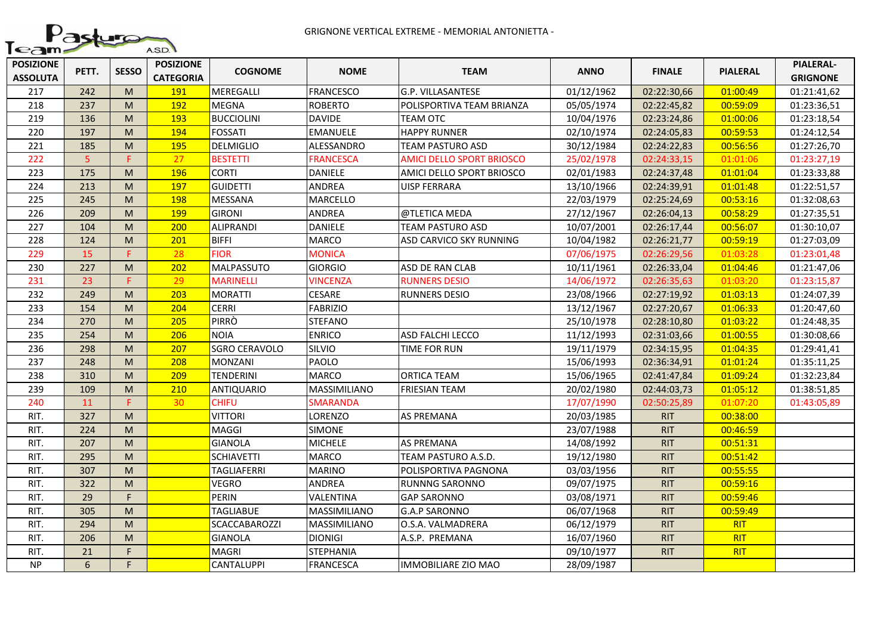GRIGNONE VERTICAL EXTREME - MEMORIAL ANTONIETTA -

| POSIZIONE ASSOLUTA | PETT. | SESSO | POSIZIONE CATEGORIA | COGNOME | NOME | TEAM | ANNO | FINALE | PIALERAL | PIALERAL-GRIGNONE |
|---|---|---|---|---|---|---|---|---|---|---|
| 217 | 242 | M | 191 | MEREGALLI | FRANCESCO | G.P. VILLASANTESE | 01/12/1962 | 02:22:30,66 | 01:00:49 | 01:21:41,62 |
| 218 | 237 | M | 192 | MEGNA | ROBERTO | POLISPORTIVA TEAM BRIANZA | 05/05/1974 | 02:22:45,82 | 00:59:09 | 01:23:36,51 |
| 219 | 136 | M | 193 | BUCCIOLINI | DAVIDE | TEAM OTC | 10/04/1976 | 02:23:24,86 | 01:00:06 | 01:23:18,54 |
| 220 | 197 | M | 194 | FOSSATI | EMANUELE | HAPPY RUNNER | 02/10/1974 | 02:24:05,83 | 00:59:53 | 01:24:12,54 |
| 221 | 185 | M | 195 | DELMIGLIO | ALESSANDRO | TEAM PASTURO ASD | 30/12/1984 | 02:24:22,83 | 00:56:56 | 01:27:26,70 |
| 222 | 5 | F | 27 | BESTETTI | FRANCESCA | AMICI DELLO SPORT BRIOSCO | 25/02/1978 | 02:24:33,15 | 01:01:06 | 01:23:27,19 |
| 223 | 175 | M | 196 | CORTI | DANIELE | AMICI DELLO SPORT BRIOSCO | 02/01/1983 | 02:24:37,48 | 01:01:04 | 01:23:33,88 |
| 224 | 213 | M | 197 | GUIDETTI | ANDREA | UISP FERRARA | 13/10/1966 | 02:24:39,91 | 01:01:48 | 01:22:51,57 |
| 225 | 245 | M | 198 | MESSANA | MARCELLO | | 22/03/1979 | 02:25:24,69 | 00:53:16 | 01:32:08,63 |
| 226 | 209 | M | 199 | GIRONI | ANDREA | @TLETICA MEDA | 27/12/1967 | 02:26:04,13 | 00:58:29 | 01:27:35,51 |
| 227 | 104 | M | 200 | ALIPRANDI | DANIELE | TEAM PASTURO ASD | 10/07/2001 | 02:26:17,44 | 00:56:07 | 01:30:10,07 |
| 228 | 124 | M | 201 | BIFFI | MARCO | ASD CARVICO SKY RUNNING | 10/04/1982 | 02:26:21,77 | 00:59:19 | 01:27:03,09 |
| 229 | 15 | F | 28 | FIOR | MONICA | | 07/06/1975 | 02:26:29,56 | 01:03:28 | 01:23:01,48 |
| 230 | 227 | M | 202 | MALPASSUTO | GIORGIO | ASD DE RAN CLAB | 10/11/1961 | 02:26:33,04 | 01:04:46 | 01:21:47,06 |
| 231 | 23 | F | 29 | MARINELLI | VINCENZA | RUNNERS DESIO | 14/06/1972 | 02:26:35,63 | 01:03:20 | 01:23:15,87 |
| 232 | 249 | M | 203 | MORATTI | CESARE | RUNNERS DESIO | 23/08/1966 | 02:27:19,92 | 01:03:13 | 01:24:07,39 |
| 233 | 154 | M | 204 | CERRI | FABRIZIO | | 13/12/1967 | 02:27:20,67 | 01:06:33 | 01:20:47,60 |
| 234 | 270 | M | 205 | PIRRÒ | STEFANO | | 25/10/1978 | 02:28:10,80 | 01:03:22 | 01:24:48,35 |
| 235 | 254 | M | 206 | NOIA | ENRICO | ASD FALCHI LECCO | 11/12/1993 | 02:31:03,66 | 01:00:55 | 01:30:08,66 |
| 236 | 298 | M | 207 | SGRO CERAVOLO | SILVIO | TIME FOR RUN | 19/11/1979 | 02:34:15,95 | 01:04:35 | 01:29:41,41 |
| 237 | 248 | M | 208 | MONZANI | PAOLO | | 15/06/1993 | 02:36:34,91 | 01:01:24 | 01:35:11,25 |
| 238 | 310 | M | 209 | TENDERINI | MARCO | ORTICA TEAM | 15/06/1965 | 02:41:47,84 | 01:09:24 | 01:32:23,84 |
| 239 | 109 | M | 210 | ANTIQUARIO | MASSIMILIANO | FRIESIAN TEAM | 20/02/1980 | 02:44:03,73 | 01:05:12 | 01:38:51,85 |
| 240 | 11 | F | 30 | CHIFU | SMARANDA | | 17/07/1990 | 02:50:25,89 | 01:07:20 | 01:43:05,89 |
| RIT. | 327 | M | | VITTORI | LORENZO | AS PREMANA | 20/03/1985 | RIT | 00:38:00 | |
| RIT. | 224 | M | | MAGGI | SIMONE | | 23/07/1988 | RIT | 00:46:59 | |
| RIT. | 207 | M | | GIANOLA | MICHELE | AS PREMANA | 14/08/1992 | RIT | 00:51:31 | |
| RIT. | 295 | M | | SCHIAVETTI | MARCO | TEAM PASTURO A.S.D. | 19/12/1980 | RIT | 00:51:42 | |
| RIT. | 307 | M | | TAGLIAFERRI | MARINO | POLISPORTIVA PAGNONA | 03/03/1956 | RIT | 00:55:55 | |
| RIT. | 322 | M | | VEGRO | ANDREA | RUNNNG SARONNO | 09/07/1975 | RIT | 00:59:16 | |
| RIT. | 29 | F | | PERIN | VALENTINA | GAP SARONNO | 03/08/1971 | RIT | 00:59:46 | |
| RIT. | 305 | M | | TAGLIABUE | MASSIMILIANO | G.A.P SARONNO | 06/07/1968 | RIT | 00:59:49 | |
| RIT. | 294 | M | | SCACCABAROZZI | MASSIMILIANO | O.S.A. VALMADRERA | 06/12/1979 | RIT | RIT | |
| RIT. | 206 | M | | GIANOLA | DIONIGI | A.S.P. PREMANA | 16/07/1960 | RIT | RIT | |
| RIT. | 21 | F | | MAGRI | STEPHANIA | | 09/10/1977 | RIT | RIT | |
| NP | 6 | F | | CANTALUPPI | FRANCESCA | IMMOBILIARE ZIO MAO | 28/09/1987 | | | |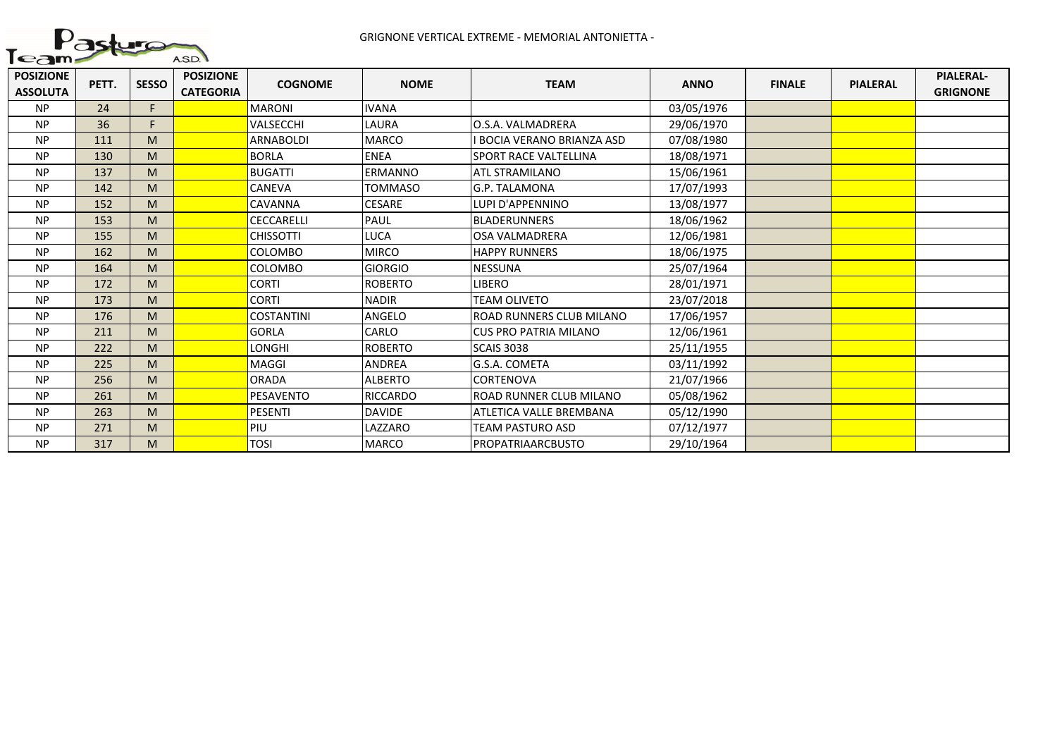GRIGNONE VERTICAL EXTREME - MEMORIAL ANTONIETTA -

| POSIZIONE ASSOLUTA | PETT. | SESSO | POSIZIONE CATEGORIA | COGNOME | NOME | TEAM | ANNO | FINALE | PIALERAL | PIALERAL-GRIGNONE |
|---|---|---|---|---|---|---|---|---|---|---|
| NP | 24 | F | | MARONI | IVANA | | 03/05/1976 | | | |
| NP | 36 | F | | VALSECCHI | LAURA | O.S.A. VALMADRERA | 29/06/1970 | | | |
| NP | 111 | M | | ARNABOLDI | MARCO | I BOCIA VERANO BRIANZA ASD | 07/08/1980 | | | |
| NP | 130 | M | | BORLA | ENEA | SPORT RACE VALTELLINA | 18/08/1971 | | | |
| NP | 137 | M | | BUGATTI | ERMANNO | ATL STRAMILANO | 15/06/1961 | | | |
| NP | 142 | M | | CANEVA | TOMMASO | G.P. TALAMONA | 17/07/1993 | | | |
| NP | 152 | M | | CAVANNA | CESARE | LUPI D'APPENNINO | 13/08/1977 | | | |
| NP | 153 | M | | CECCARELLI | PAUL | BLADERUNNERS | 18/06/1962 | | | |
| NP | 155 | M | | CHISSOTTI | LUCA | OSA VALMADRERA | 12/06/1981 | | | |
| NP | 162 | M | | COLOMBO | MIRCO | HAPPY RUNNERS | 18/06/1975 | | | |
| NP | 164 | M | | COLOMBO | GIORGIO | NESSUNA | 25/07/1964 | | | |
| NP | 172 | M | | CORTI | ROBERTO | LIBERO | 28/01/1971 | | | |
| NP | 173 | M | | CORTI | NADIR | TEAM OLIVETO | 23/07/2018 | | | |
| NP | 176 | M | | COSTANTINI | ANGELO | ROAD RUNNERS CLUB MILANO | 17/06/1957 | | | |
| NP | 211 | M | | GORLA | CARLO | CUS PRO PATRIA MILANO | 12/06/1961 | | | |
| NP | 222 | M | | LONGHI | ROBERTO | SCAIS 3038 | 25/11/1955 | | | |
| NP | 225 | M | | MAGGI | ANDREA | G.S.A. COMETA | 03/11/1992 | | | |
| NP | 256 | M | | ORADA | ALBERTO | CORTENOVA | 21/07/1966 | | | |
| NP | 261 | M | | PESAVENTO | RICCARDO | ROAD RUNNER CLUB MILANO | 05/08/1962 | | | |
| NP | 263 | M | | PESENTI | DAVIDE | ATLETICA VALLE BREMBANA | 05/12/1990 | | | |
| NP | 271 | M | | PIU | LAZZARO | TEAM PASTURO ASD | 07/12/1977 | | | |
| NP | 317 | M | | TOSI | MARCO | PROPATRIAARCBUSTO | 29/10/1964 | | | |